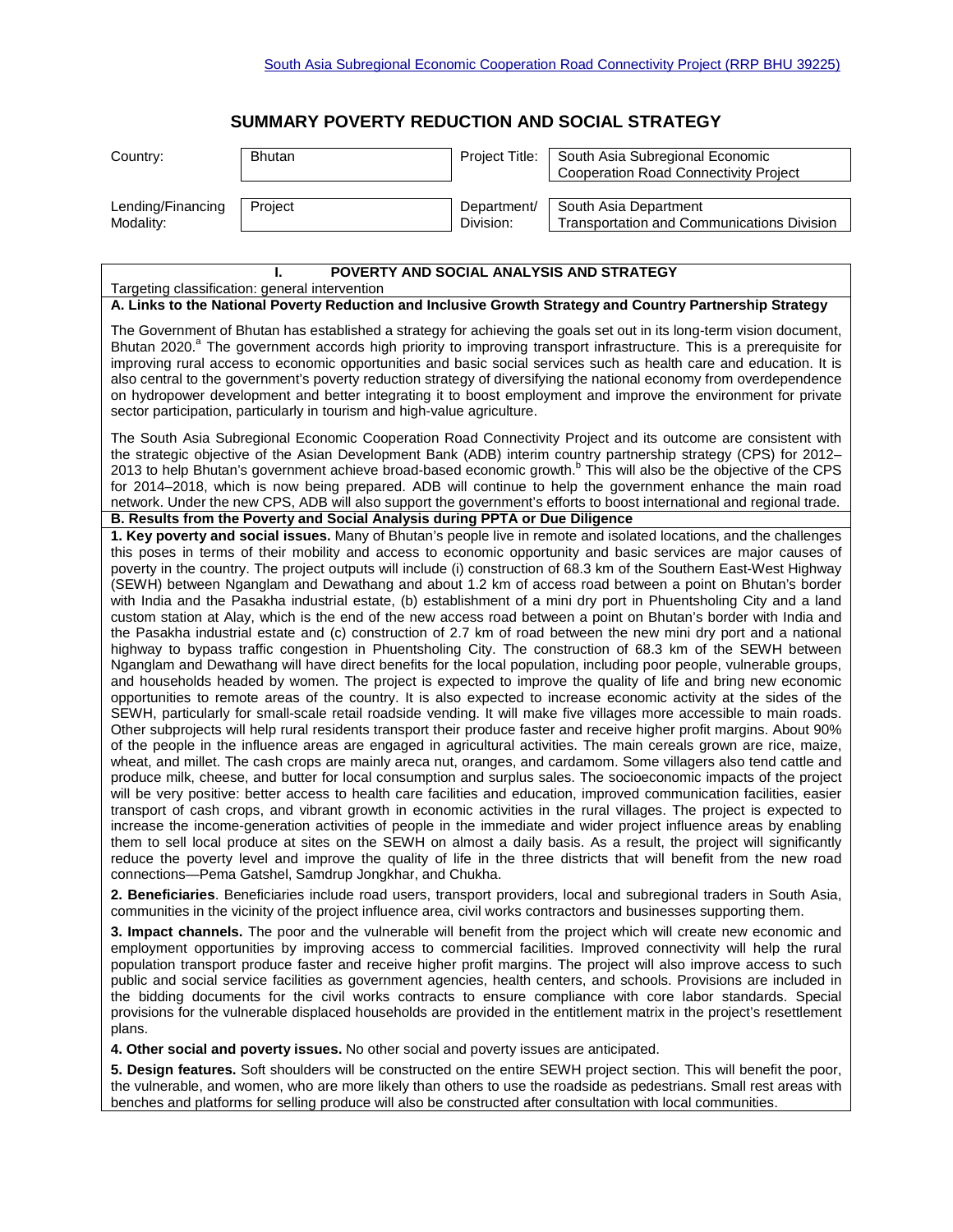South Asia Subregional Economic Cooperation Road Connectivity Project (RRP BHU 39225)

# SUMMARY POVERTY REDUCTION AND SOCIAL STRATEGY

| Country: | Bhutan | Project Title: | South Asia Subregional Economic Cooperation Road Connectivity Project |
|---|---|---|---|
| Lending/Financing Modality: | Project | Department/ Division: | South Asia Department Transportation and Communications Division |

## I. POVERTY AND SOCIAL ANALYSIS AND STRATEGY

Targeting classification: general intervention

**A. Links to the National Poverty Reduction and Inclusive Growth Strategy and Country Partnership Strategy**

The Government of Bhutan has established a strategy for achieving the goals set out in its long-term vision document, Bhutan 2020.[a] The government accords high priority to improving transport infrastructure. This is a prerequisite for improving rural access to economic opportunities and basic social services such as health care and education. It is also central to the government's poverty reduction strategy of diversifying the national economy from overdependence on hydropower development and better integrating it to boost employment and improve the environment for private sector participation, particularly in tourism and high-value agriculture.

The South Asia Subregional Economic Cooperation Road Connectivity Project and its outcome are consistent with the strategic objective of the Asian Development Bank (ADB) interim country partnership strategy (CPS) for 2012–2013 to help Bhutan's government achieve broad-based economic growth.[b] This will also be the objective of the CPS for 2014–2018, which is now being prepared. ADB will continue to help the government enhance the main road network. Under the new CPS, ADB will also support the government's efforts to boost international and regional trade.

**B. Results from the Poverty and Social Analysis during PPTA or Due Diligence**

**1. Key poverty and social issues.** Many of Bhutan's people live in remote and isolated locations, and the challenges this poses in terms of their mobility and access to economic opportunity and basic services are major causes of poverty in the country. The project outputs will include (i) construction of 68.3 km of the Southern East-West Highway (SEWH) between Nganglam and Dewathang and about 1.2 km of access road between a point on Bhutan's border with India and the Pasakha industrial estate, (b) establishment of a mini dry port in Phuentsholing City and a land custom station at Alay, which is the end of the new access road between a point on Bhutan's border with India and the Pasakha industrial estate and (c) construction of 2.7 km of road between the new mini dry port and a national highway to bypass traffic congestion in Phuentsholing City. The construction of 68.3 km of the SEWH between Nganglam and Dewathang will have direct benefits for the local population, including poor people, vulnerable groups, and households headed by women. The project is expected to improve the quality of life and bring new economic opportunities to remote areas of the country. It is also expected to increase economic activity at the sides of the SEWH, particularly for small-scale retail roadside vending. It will make five villages more accessible to main roads. Other subprojects will help rural residents transport their produce faster and receive higher profit margins. About 90% of the people in the influence areas are engaged in agricultural activities. The main cereals grown are rice, maize, wheat, and millet. The cash crops are mainly areca nut, oranges, and cardamom. Some villagers also tend cattle and produce milk, cheese, and butter for local consumption and surplus sales. The socioeconomic impacts of the project will be very positive: better access to health care facilities and education, improved communication facilities, easier transport of cash crops, and vibrant growth in economic activities in the rural villages. The project is expected to increase the income-generation activities of people in the immediate and wider project influence areas by enabling them to sell local produce at sites on the SEWH on almost a daily basis. As a result, the project will significantly reduce the poverty level and improve the quality of life in the three districts that will benefit from the new road connections—Pema Gatshel, Samdrup Jongkhar, and Chukha.

**2. Beneficiaries**. Beneficiaries include road users, transport providers, local and subregional traders in South Asia, communities in the vicinity of the project influence area, civil works contractors and businesses supporting them.

**3. Impact channels.** The poor and the vulnerable will benefit from the project which will create new economic and employment opportunities by improving access to commercial facilities. Improved connectivity will help the rural population transport produce faster and receive higher profit margins. The project will also improve access to such public and social service facilities as government agencies, health centers, and schools. Provisions are included in the bidding documents for the civil works contracts to ensure compliance with core labor standards. Special provisions for the vulnerable displaced households are provided in the entitlement matrix in the project's resettlement plans.

**4. Other social and poverty issues.** No other social and poverty issues are anticipated.

**5. Design features.** Soft shoulders will be constructed on the entire SEWH project section. This will benefit the poor, the vulnerable, and women, who are more likely than others to use the roadside as pedestrians. Small rest areas with benches and platforms for selling produce will also be constructed after consultation with local communities.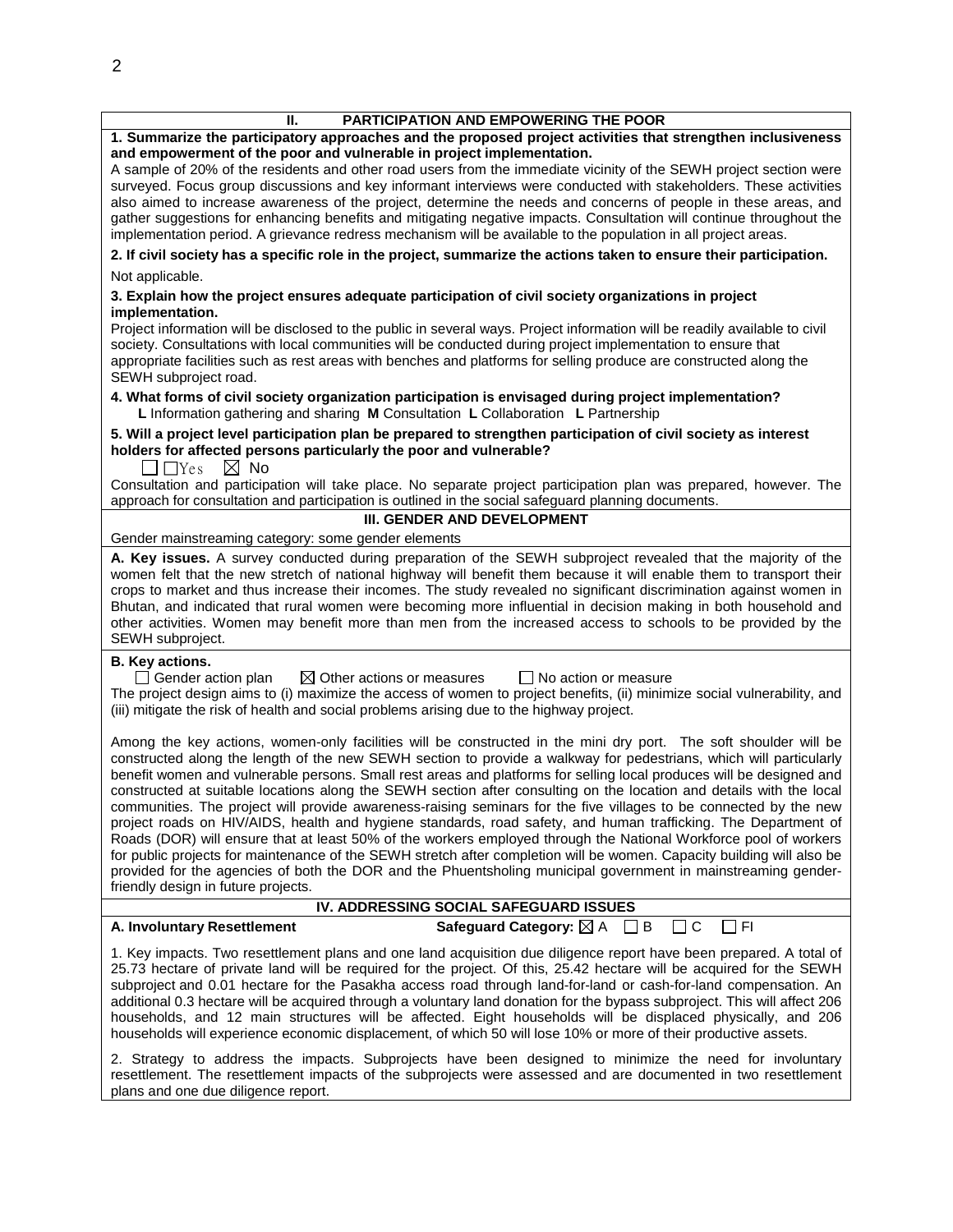## II. PARTICIPATION AND EMPOWERING THE POOR

**1. Summarize the participatory approaches and the proposed project activities that strengthen inclusiveness and empowerment of the poor and vulnerable in project implementation.**

A sample of 20% of the residents and other road users from the immediate vicinity of the SEWH project section were surveyed. Focus group discussions and key informant interviews were conducted with stakeholders. These activities also aimed to increase awareness of the project, determine the needs and concerns of people in these areas, and gather suggestions for enhancing benefits and mitigating negative impacts. Consultation will continue throughout the implementation period. A grievance redress mechanism will be available to the population in all project areas.

**2. If civil society has a specific role in the project, summarize the actions taken to ensure their participation.**

Not applicable.

**3. Explain how the project ensures adequate participation of civil society organizations in project implementation.**

Project information will be disclosed to the public in several ways. Project information will be readily available to civil society. Consultations with local communities will be conducted during project implementation to ensure that appropriate facilities such as rest areas with benches and platforms for selling produce are constructed along the SEWH subproject road.

**4. What forms of civil society organization participation is envisaged during project implementation?**

**L** Information gathering and sharing **M** Consultation **L** Collaboration **L** Partnership

**5. Will a project level participation plan be prepared to strengthen participation of civil society as interest holders for affected persons particularly the poor and vulnerable?**

☐ ☐Yes ☒ No

Consultation and participation will take place. No separate project participation plan was prepared, however. The approach for consultation and participation is outlined in the social safeguard planning documents.

## III. GENDER AND DEVELOPMENT

Gender mainstreaming category: some gender elements

**A. Key issues.** A survey conducted during preparation of the SEWH subproject revealed that the majority of the women felt that the new stretch of national highway will benefit them because it will enable them to transport their crops to market and thus increase their incomes. The study revealed no significant discrimination against women in Bhutan, and indicated that rural women were becoming more influential in decision making in both household and other activities. Women may benefit more than men from the increased access to schools to be provided by the SEWH subproject.

**B. Key actions.**

☐ Gender action plan ☒ Other actions or measures ☐ No action or measure

The project design aims to (i) maximize the access of women to project benefits, (ii) minimize social vulnerability, and (iii) mitigate the risk of health and social problems arising due to the highway project.

Among the key actions, women-only facilities will be constructed in the mini dry port. The soft shoulder will be constructed along the length of the new SEWH section to provide a walkway for pedestrians, which will particularly benefit women and vulnerable persons. Small rest areas and platforms for selling local produces will be designed and constructed at suitable locations along the SEWH section after consulting on the location and details with the local communities. The project will provide awareness-raising seminars for the five villages to be connected by the new project roads on HIV/AIDS, health and hygiene standards, road safety, and human trafficking. The Department of Roads (DOR) will ensure that at least 50% of the workers employed through the National Workforce pool of workers for public projects for maintenance of the SEWH stretch after completion will be women. Capacity building will also be provided for the agencies of both the DOR and the Phuentsholing municipal government in mainstreaming gender-friendly design in future projects.

## IV. ADDRESSING SOCIAL SAFEGUARD ISSUES

**A. Involuntary Resettlement** **Safeguard Category:** ☒ A ☐ B ☐ C ☐ FI

1. Key impacts. Two resettlement plans and one land acquisition due diligence report have been prepared. A total of 25.73 hectare of private land will be required for the project. Of this, 25.42 hectare will be acquired for the SEWH subproject and 0.01 hectare for the Pasakha access road through land-for-land or cash-for-land compensation. An additional 0.3 hectare will be acquired through a voluntary land donation for the bypass subproject. This will affect 206 households, and 12 main structures will be affected. Eight households will be displaced physically, and 206 households will experience economic displacement, of which 50 will lose 10% or more of their productive assets.

2. Strategy to address the impacts. Subprojects have been designed to minimize the need for involuntary resettlement. The resettlement impacts of the subprojects were assessed and are documented in two resettlement plans and one due diligence report.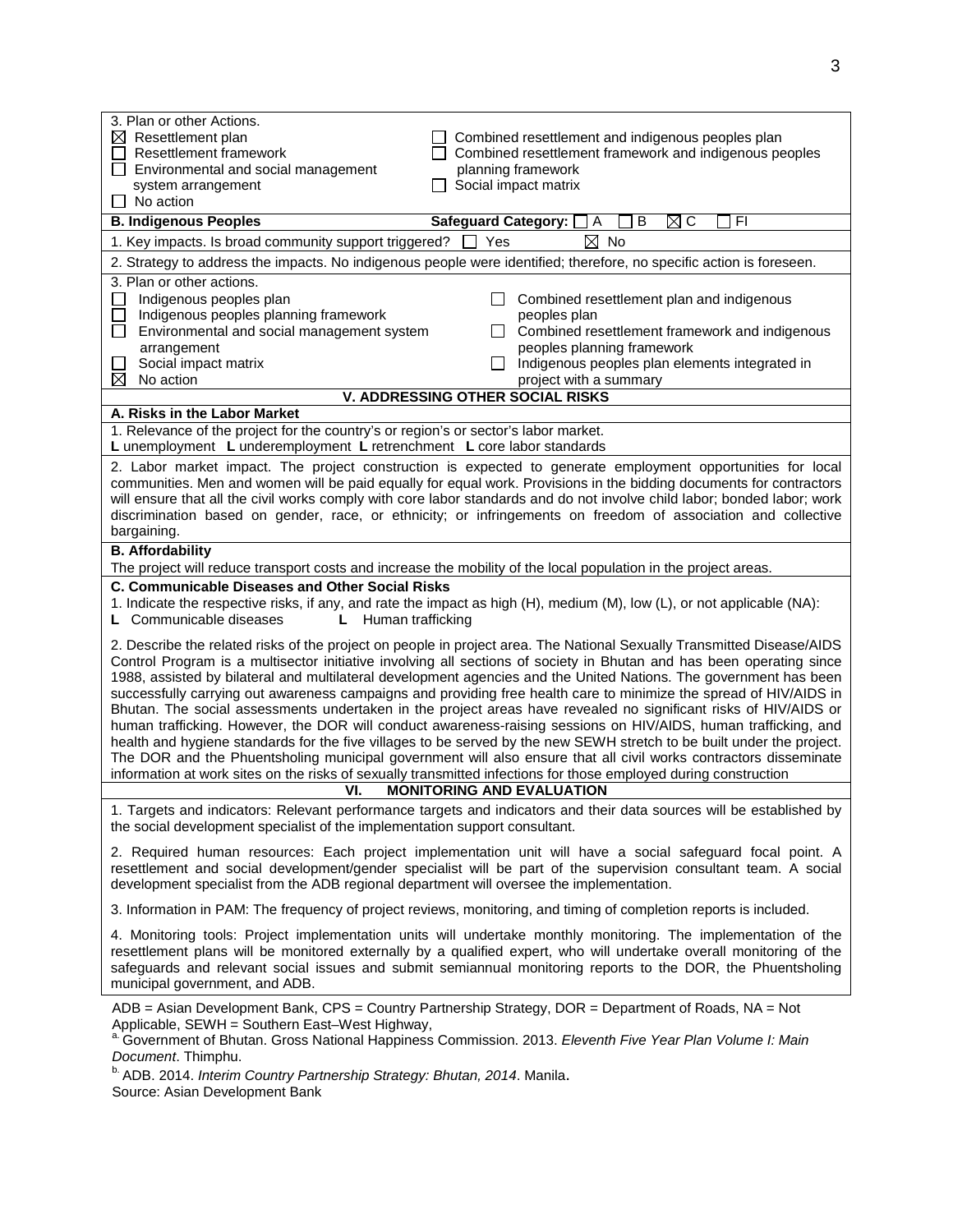3. Plan or other Actions.

- ☒ Resettlement plan
- ☐ Resettlement framework
- ☐ Environmental and social management system arrangement
- ☐ No action
- ☐ Combined resettlement and indigenous peoples plan
- ☐ Combined resettlement framework and indigenous peoples planning framework
- ☐ Social impact matrix

**B. Indigenous Peoples** — **Safeguard Category:** ☐ A ☐ B ☒ C ☐ FI

1. Key impacts. Is broad community support triggered? ☐ Yes ☒ No

2. Strategy to address the impacts. No indigenous people were identified; therefore, no specific action is foreseen.

3. Plan or other actions.

- ☐ Indigenous peoples plan
- ☐ Indigenous peoples planning framework
- ☐ Environmental and social management system arrangement
- ☐ Social impact matrix
- ☒ No action
- ☐ Combined resettlement plan and indigenous peoples plan
- ☐ Combined resettlement framework and indigenous peoples planning framework
- ☐ Indigenous peoples plan elements integrated in project with a summary

## V. ADDRESSING OTHER SOCIAL RISKS

**A. Risks in the Labor Market**

1. Relevance of the project for the country's or region's or sector's labor market.
**L** unemployment **L** underemployment **L** retrenchment **L** core labor standards

2. Labor market impact. The project construction is expected to generate employment opportunities for local communities. Men and women will be paid equally for equal work. Provisions in the bidding documents for contractors will ensure that all the civil works comply with core labor standards and do not involve child labor; bonded labor; work discrimination based on gender, race, or ethnicity; or infringements on freedom of association and collective bargaining.

**B. Affordability**
The project will reduce transport costs and increase the mobility of the local population in the project areas.

**C. Communicable Diseases and Other Social Risks**
1. Indicate the respective risks, if any, and rate the impact as high (H), medium (M), low (L), or not applicable (NA):
**L** Communicable diseases **L** Human trafficking

2. Describe the related risks of the project on people in project area. The National Sexually Transmitted Disease/AIDS Control Program is a multisector initiative involving all sections of society in Bhutan and has been operating since 1988, assisted by bilateral and multilateral development agencies and the United Nations. The government has been successfully carrying out awareness campaigns and providing free health care to minimize the spread of HIV/AIDS in Bhutan. The social assessments undertaken in the project areas have revealed no significant risks of HIV/AIDS or human trafficking. However, the DOR will conduct awareness-raising sessions on HIV/AIDS, human trafficking, and health and hygiene standards for the five villages to be served by the new SEWH stretch to be built under the project. The DOR and the Phuentsholing municipal government will also ensure that all civil works contractors disseminate information at work sites on the risks of sexually transmitted infections for those employed during construction

## VI. MONITORING AND EVALUATION

1. Targets and indicators: Relevant performance targets and indicators and their data sources will be established by the social development specialist of the implementation support consultant.

2. Required human resources: Each project implementation unit will have a social safeguard focal point. A resettlement and social development/gender specialist will be part of the supervision consultant team. A social development specialist from the ADB regional department will oversee the implementation.

3. Information in PAM: The frequency of project reviews, monitoring, and timing of completion reports is included.

4. Monitoring tools: Project implementation units will undertake monthly monitoring. The implementation of the resettlement plans will be monitored externally by a qualified expert, who will undertake overall monitoring of the safeguards and relevant social issues and submit semiannual monitoring reports to the DOR, the Phuentsholing municipal government, and ADB.

ADB = Asian Development Bank, CPS = Country Partnership Strategy, DOR = Department of Roads, NA = Not Applicable, SEWH = Southern East–West Highway,

[a] Government of Bhutan. Gross National Happiness Commission. 2013. *Eleventh Five Year Plan Volume I: Main Document*. Thimphu.

[b] ADB. 2014. *Interim Country Partnership Strategy: Bhutan, 2014*. Manila.

Source: Asian Development Bank